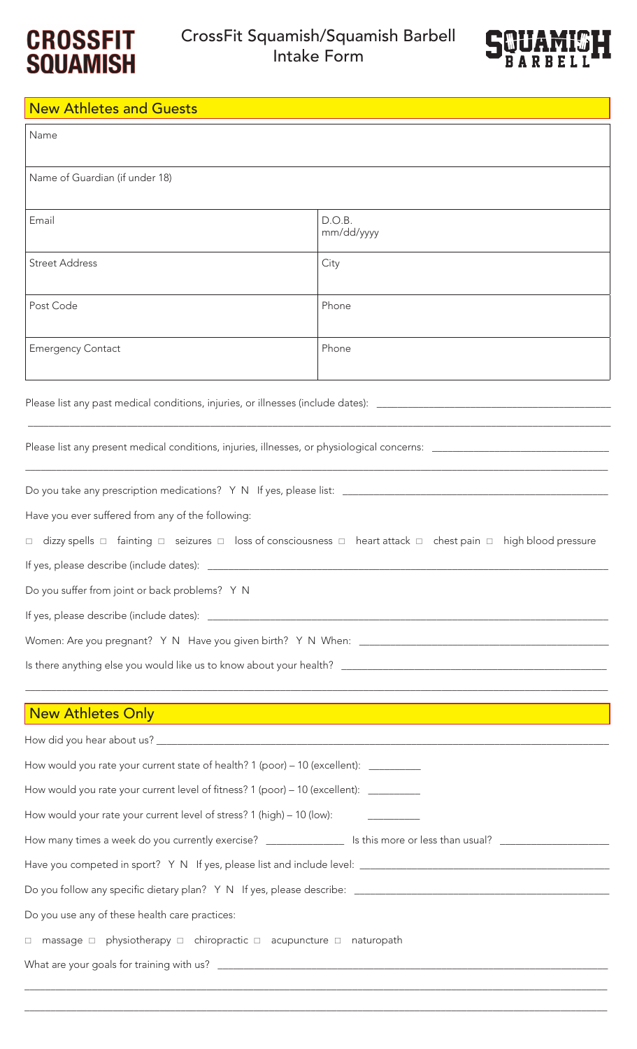**CROSSFIT SQUAMISH**

# CrossFit Squamish/Squamish Barbell Intake Form

**SQUAMISH BARBELL**

## New Athletes and Guests

| Name | |
|---|---|
| Name of Guardian (if under 18) | |
| Email | D.O.B. mm/dd/yyyy |
| Street Address | City |
| Post Code | Phone |
| Emergency Contact | Phone |

Please list any past medical conditions, injuries, or illnesses (include dates): ______________________________

______________________________________________________________________________

Please list any present medical conditions, injuries, illnesses, or physiological concerns: ______________________

______________________________________________________________________________

Do you take any prescription medications? Y N If yes, please list: ______________________________

Have you ever suffered from any of the following:

☐ dizzy spells ☐ fainting ☐ seizures ☐ loss of consciousness ☐ heart attack ☐ chest pain ☐ high blood pressure

If yes, please describe (include dates): ______________________________

Do you suffer from joint or back problems? Y N

If yes, please describe (include dates): ______________________________

Women: Are you pregnant? Y N Have you given birth? Y N When: ______________________________

Is there anything else you would like us to know about your health? ______________________________

______________________________________________________________________________

## New Athletes Only

How did you hear about us? ______________________________

How would you rate your current state of health? 1 (poor) – 10 (excellent): _________

How would you rate your current level of fitness? 1 (poor) – 10 (excellent): _________

How would your rate your current level of stress? 1 (high) – 10 (low): _________

How many times a week do you currently exercise? ______________ Is this more or less than usual? ________________

Have you competed in sport? Y N If yes, please list and include level: ______________________________

Do you follow any specific dietary plan? Y N If yes, please describe: ______________________________

Do you use any of these health care practices:

☐ massage ☐ physiotherapy ☐ chiropractic ☐ acupuncture ☐ naturopath

What are your goals for training with us? ______________________________

______________________________________________________________________________

______________________________________________________________________________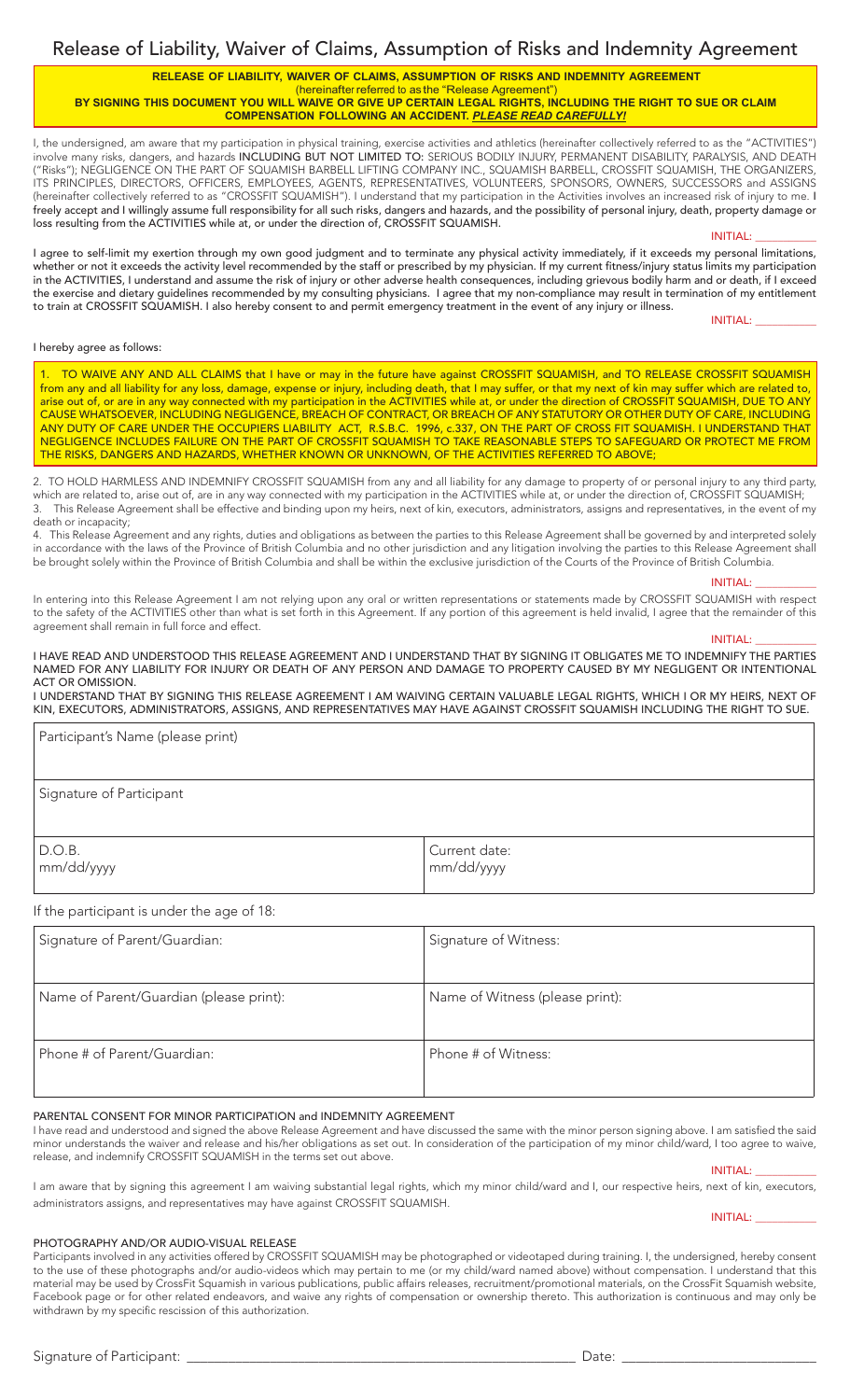# Release of Liability, Waiver of Claims, Assumption of Risks and Indemnity Agreement

**RELEASE OF LIABILITY, WAIVER OF CLAIMS, ASSUMPTION OF RISKS AND INDEMNITY AGREEMENT**
(hereinafter referred to as the "Release Agreement")
**BY SIGNING THIS DOCUMENT YOU WILL WAIVE OR GIVE UP CERTAIN LEGAL RIGHTS, INCLUDING THE RIGHT TO SUE OR CLAIM COMPENSATION FOLLOWING AN ACCIDENT. *PLEASE READ CAREFULLY!***

I, the undersigned, am aware that my participation in physical training, exercise activities and athletics (hereinafter collectively referred to as the "ACTIVITIES") involve many risks, dangers, and hazards INCLUDING BUT NOT LIMITED TO: SERIOUS BODILY INJURY, PERMANENT DISABILITY, PARALYSIS, AND DEATH ("Risks"); NEGLIGENCE ON THE PART OF SQUAMISH BARBELL LIFTING COMPANY INC., SQUAMISH BARBELL, CROSSFIT SQUAMISH, THE ORGANIZERS, ITS PRINCIPLES, DIRECTORS, OFFICERS, EMPLOYEES, AGENTS, REPRESENTATIVES, VOLUNTEERS, SPONSORS, OWNERS, SUCCESSORS and ASSIGNS (hereinafter collectively referred to as "CROSSFIT SQUAMISH"). I understand that my participation in the Activities involves an increased risk of injury to me. I freely accept and I willingly assume full responsibility for all such risks, dangers and hazards, and the possibility of personal injury, death, property damage or loss resulting from the ACTIVITIES while at, or under the direction of, CROSSFIT SQUAMISH.

INITIAL: __________

I agree to self-limit my exertion through my own good judgment and to terminate any physical activity immediately, if it exceeds my personal limitations, whether or not it exceeds the activity level recommended by the staff or prescribed by my physician. If my current fitness/injury status limits my participation in the ACTIVITIES, I understand and assume the risk of injury or other adverse health consequences, including grievous bodily harm and or death, if I exceed the exercise and dietary guidelines recommended by my consulting physicians. I agree that my non-compliance may result in termination of my entitlement to train at CROSSFIT SQUAMISH. I also hereby consent to and permit emergency treatment in the event of any injury or illness.

INITIAL: __________

I hereby agree as follows:

1. TO WAIVE ANY AND ALL CLAIMS that I have or may in the future have against CROSSFIT SQUAMISH, and TO RELEASE CROSSFIT SQUAMISH from any and all liability for any loss, damage, expense or injury, including death, that I may suffer, or that my next of kin may suffer which are related to, arise out of, or are in any way connected with my participation in the ACTIVITIES while at, or under the direction of CROSSFIT SQUAMISH, DUE TO ANY CAUSE WHATSOEVER, INCLUDING NEGLIGENCE, BREACH OF CONTRACT, OR BREACH OF ANY STATUTORY OR OTHER DUTY OF CARE, INCLUDING ANY DUTY OF CARE UNDER THE OCCUPIERS LIABILITY ACT, R.S.B.C. 1996, c.337, ON THE PART OF CROSS FIT SQUAMISH. I UNDERSTAND THAT NEGLIGENCE INCLUDES FAILURE ON THE PART OF CROSSFIT SQUAMISH TO TAKE REASONABLE STEPS TO SAFEGUARD OR PROTECT ME FROM THE RISKS, DANGERS AND HAZARDS, WHETHER KNOWN OR UNKNOWN, OF THE ACTIVITIES REFERRED TO ABOVE;
2. TO HOLD HARMLESS AND INDEMNIFY CROSSFIT SQUAMISH from any and all liability for any damage to property of or personal injury to any third party, which are related to, arise out of, are in any way connected with my participation in the ACTIVITIES while at, or under the direction of, CROSSFIT SQUAMISH;
3. This Release Agreement shall be effective and binding upon my heirs, next of kin, executors, administrators, assigns and representatives, in the event of my death or incapacity;
4. This Release Agreement and any rights, duties and obligations as between the parties to this Release Agreement shall be governed by and interpreted solely in accordance with the laws of the Province of British Columbia and no other jurisdiction and any litigation involving the parties to this Release Agreement shall be brought solely within the Province of British Columbia and shall be within the exclusive jurisdiction of the Courts of the Province of British Columbia.

INITIAL: __________

In entering into this Release Agreement I am not relying upon any oral or written representations or statements made by CROSSFIT SQUAMISH with respect to the safety of the ACTIVITIES other than what is set forth in this Agreement. If any portion of this agreement is held invalid, I agree that the remainder of this agreement shall remain in full force and effect.

INITIAL: __________

I HAVE READ AND UNDERSTOOD THIS RELEASE AGREEMENT AND I UNDERSTAND THAT BY SIGNING IT OBLIGATES ME TO INDEMNIFY THE PARTIES NAMED FOR ANY LIABILITY FOR INJURY OR DEATH OF ANY PERSON AND DAMAGE TO PROPERTY CAUSED BY MY NEGLIGENT OR INTENTIONAL ACT OR OMISSION.

I UNDERSTAND THAT BY SIGNING THIS RELEASE AGREEMENT I AM WAIVING CERTAIN VALUABLE LEGAL RIGHTS, WHICH I OR MY HEIRS, NEXT OF KIN, EXECUTORS, ADMINISTRATORS, ASSIGNS, AND REPRESENTATIVES MAY HAVE AGAINST CROSSFIT SQUAMISH INCLUDING THE RIGHT TO SUE.

| | |
|---|---|
| Participant's Name (please print) | |
| Signature of Participant | |
| D.O.B. mm/dd/yyyy | Current date: mm/dd/yyyy |

If the participant is under the age of 18:

| | |
|---|---|
| Signature of Parent/Guardian: | Signature of Witness: |
| Name of Parent/Guardian (please print): | Name of Witness (please print): |
| Phone # of Parent/Guardian: | Phone # of Witness: |

## PARENTAL CONSENT FOR MINOR PARTICIPATION and INDEMNITY AGREEMENT

I have read and understood and signed the above Release Agreement and have discussed the same with the minor person signing above. I am satisfied the said minor understands the waiver and release and his/her obligations as set out. In consideration of the participation of my minor child/ward, I too agree to waive, release, and indemnify CROSSFIT SQUAMISH in the terms set out above.

INITIAL: __________

I am aware that by signing this agreement I am waiving substantial legal rights, which my minor child/ward and I, our respective heirs, next of kin, executors, administrators assigns, and representatives may have against CROSSFIT SQUAMISH.

INITIAL: __________

## PHOTOGRAPHY AND/OR AUDIO-VISUAL RELEASE

Participants involved in any activities offered by CROSSFIT SQUAMISH may be photographed or videotaped during training. I, the undersigned, hereby consent to the use of these photographs and/or audio-videos which may pertain to me (or my child/ward named above) without compensation. I understand that this material may be used by CrossFit Squamish in various publications, public affairs releases, recruitment/promotional materials, on the CrossFit Squamish website, Facebook page or for other related endeavors, and waive any rights of compensation or ownership thereto. This authorization is continuous and may only be withdrawn by my specific rescission of this authorization.

Signature of Participant: ______________________________ Date: ______________